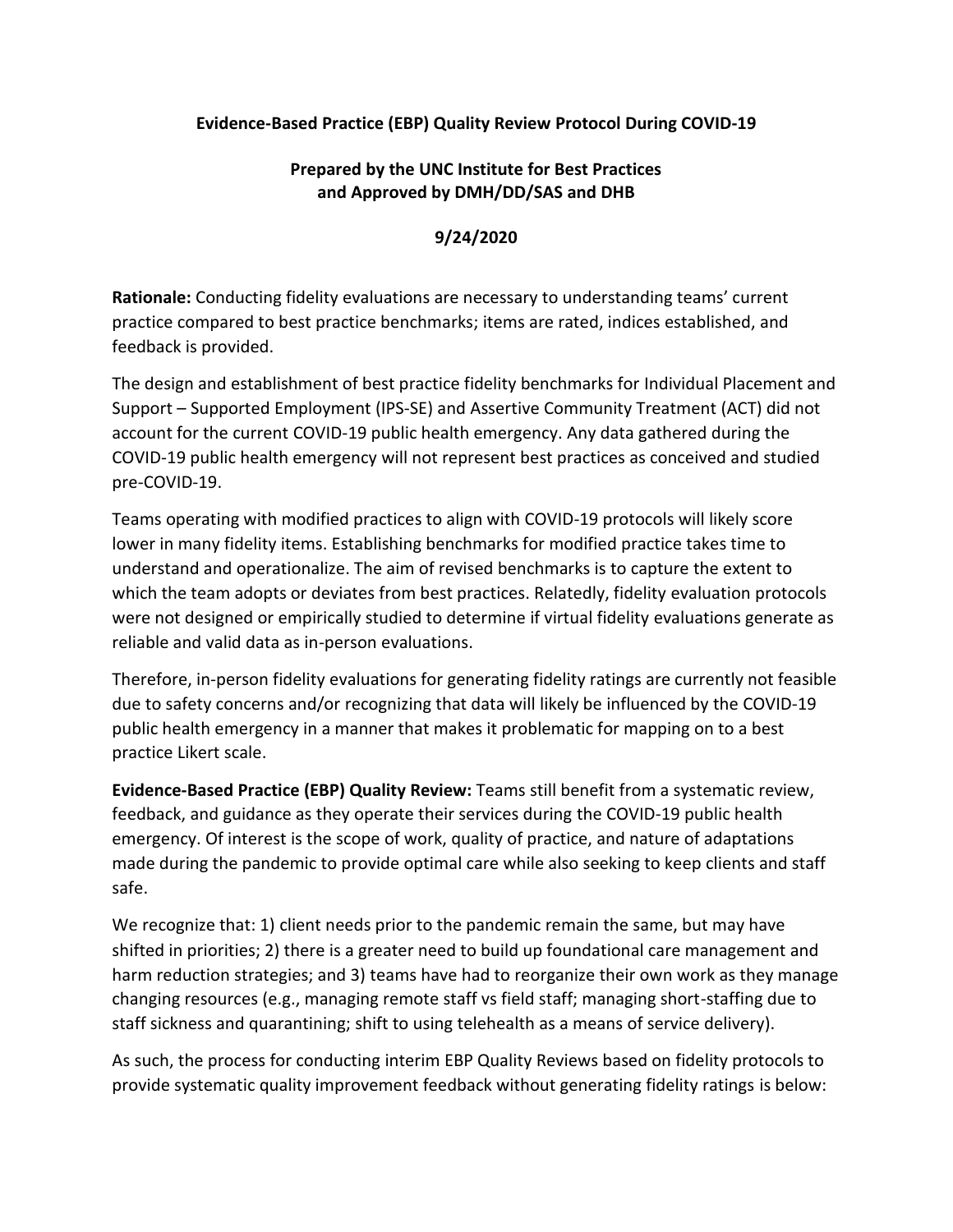**Evidence-Based Practice (EBP) Quality Review Protocol During COVID-19**

**Prepared by the UNC Institute for Best Practices and Approved by DMH/DD/SAS and DHB**

**9/24/2020**

**Rationale:** Conducting fidelity evaluations are necessary to understanding teams' current practice compared to best practice benchmarks; items are rated, indices established, and feedback is provided.

The design and establishment of best practice fidelity benchmarks for Individual Placement and Support – Supported Employment (IPS-SE) and Assertive Community Treatment (ACT) did not account for the current COVID-19 public health emergency. Any data gathered during the COVID-19 public health emergency will not represent best practices as conceived and studied pre-COVID-19.

Teams operating with modified practices to align with COVID-19 protocols will likely score lower in many fidelity items. Establishing benchmarks for modified practice takes time to understand and operationalize. The aim of revised benchmarks is to capture the extent to which the team adopts or deviates from best practices. Relatedly, fidelity evaluation protocols were not designed or empirically studied to determine if virtual fidelity evaluations generate as reliable and valid data as in-person evaluations.

Therefore, in-person fidelity evaluations for generating fidelity ratings are currently not feasible due to safety concerns and/or recognizing that data will likely be influenced by the COVID-19 public health emergency in a manner that makes it problematic for mapping on to a best practice Likert scale.

**Evidence-Based Practice (EBP) Quality Review:** Teams still benefit from a systematic review, feedback, and guidance as they operate their services during the COVID-19 public health emergency. Of interest is the scope of work, quality of practice, and nature of adaptations made during the pandemic to provide optimal care while also seeking to keep clients and staff safe.

We recognize that: 1) client needs prior to the pandemic remain the same, but may have shifted in priorities; 2) there is a greater need to build up foundational care management and harm reduction strategies; and 3) teams have had to reorganize their own work as they manage changing resources (e.g., managing remote staff vs field staff; managing short-staffing due to staff sickness and quarantining; shift to using telehealth as a means of service delivery).

As such, the process for conducting interim EBP Quality Reviews based on fidelity protocols to provide systematic quality improvement feedback without generating fidelity ratings is below: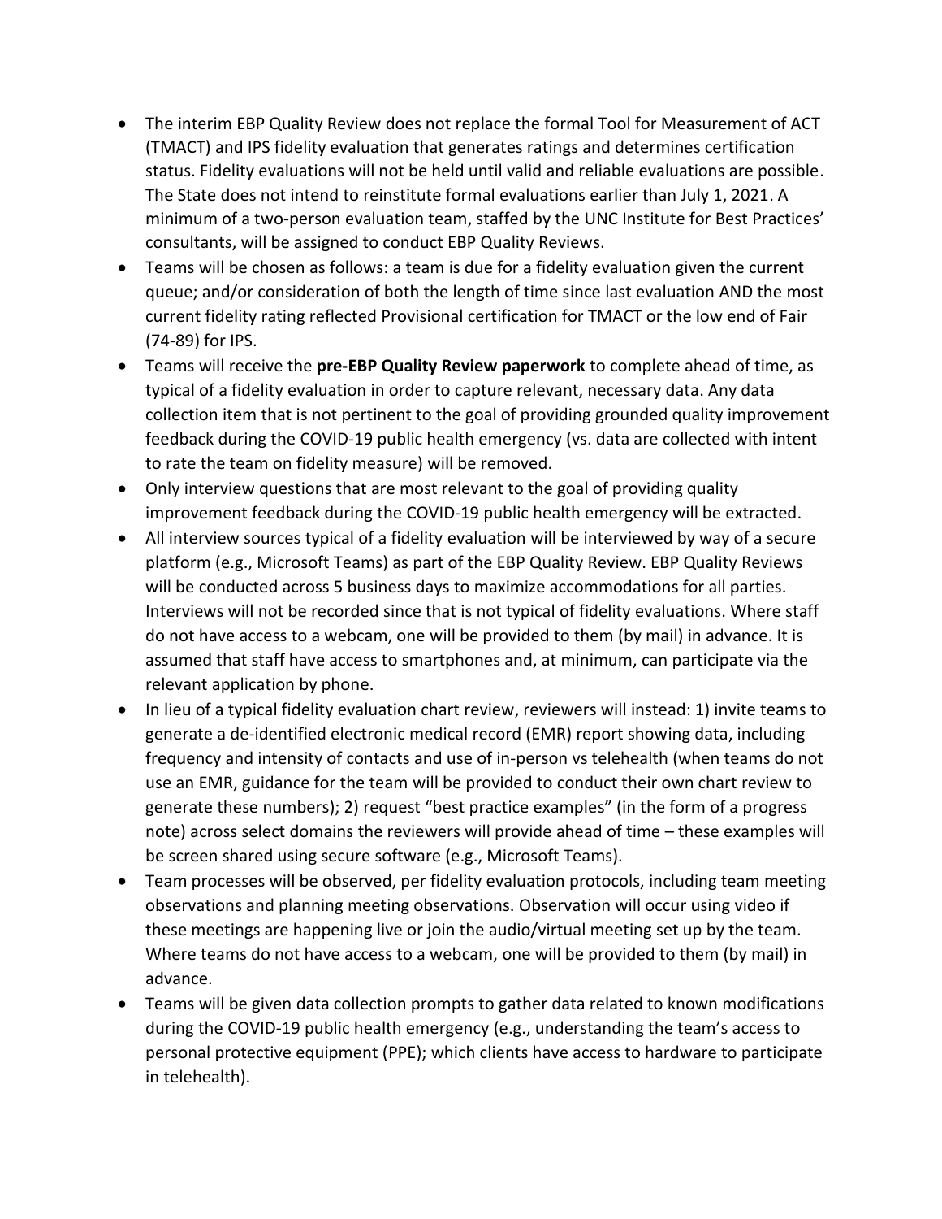- The interim EBP Quality Review does not replace the formal Tool for Measurement of ACT (TMACT) and IPS fidelity evaluation that generates ratings and determines certification status. Fidelity evaluations will not be held until valid and reliable evaluations are possible. The State does not intend to reinstitute formal evaluations earlier than July 1, 2021. A minimum of a two-person evaluation team, staffed by the UNC Institute for Best Practices' consultants, will be assigned to conduct EBP Quality Reviews.
- Teams will be chosen as follows: a team is due for a fidelity evaluation given the current queue; and/or consideration of both the length of time since last evaluation AND the most current fidelity rating reflected Provisional certification for TMACT or the low end of Fair (74-89) for IPS.
- Teams will receive the **pre-EBP Quality Review paperwork** to complete ahead of time, as typical of a fidelity evaluation in order to capture relevant, necessary data. Any data collection item that is not pertinent to the goal of providing grounded quality improvement feedback during the COVID-19 public health emergency (vs. data are collected with intent to rate the team on fidelity measure) will be removed.
- Only interview questions that are most relevant to the goal of providing quality improvement feedback during the COVID-19 public health emergency will be extracted.
- All interview sources typical of a fidelity evaluation will be interviewed by way of a secure platform (e.g., Microsoft Teams) as part of the EBP Quality Review. EBP Quality Reviews will be conducted across 5 business days to maximize accommodations for all parties. Interviews will not be recorded since that is not typical of fidelity evaluations. Where staff do not have access to a webcam, one will be provided to them (by mail) in advance. It is assumed that staff have access to smartphones and, at minimum, can participate via the relevant application by phone.
- In lieu of a typical fidelity evaluation chart review, reviewers will instead: 1) invite teams to generate a de-identified electronic medical record (EMR) report showing data, including frequency and intensity of contacts and use of in-person vs telehealth (when teams do not use an EMR, guidance for the team will be provided to conduct their own chart review to generate these numbers); 2) request "best practice examples" (in the form of a progress note) across select domains the reviewers will provide ahead of time – these examples will be screen shared using secure software (e.g., Microsoft Teams).
- Team processes will be observed, per fidelity evaluation protocols, including team meeting observations and planning meeting observations. Observation will occur using video if these meetings are happening live or join the audio/virtual meeting set up by the team. Where teams do not have access to a webcam, one will be provided to them (by mail) in advance.
- Teams will be given data collection prompts to gather data related to known modifications during the COVID-19 public health emergency (e.g., understanding the team's access to personal protective equipment (PPE); which clients have access to hardware to participate in telehealth).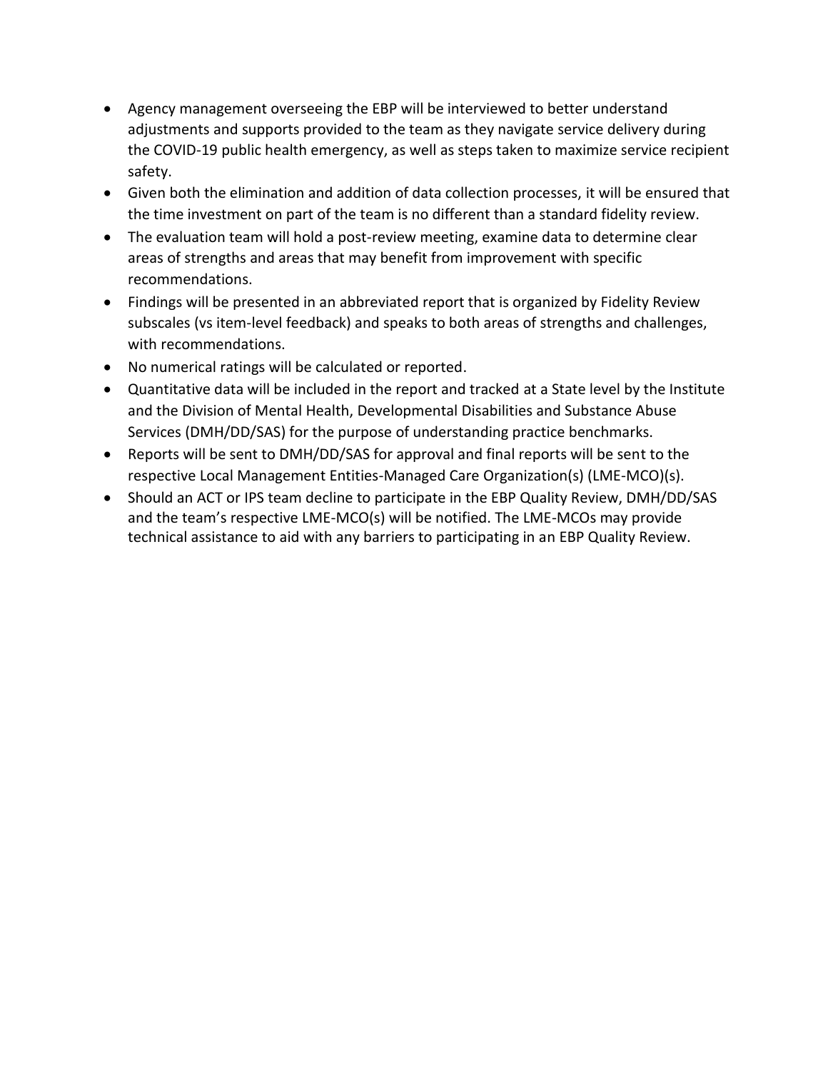- Agency management overseeing the EBP will be interviewed to better understand adjustments and supports provided to the team as they navigate service delivery during the COVID-19 public health emergency, as well as steps taken to maximize service recipient safety.
- Given both the elimination and addition of data collection processes, it will be ensured that the time investment on part of the team is no different than a standard fidelity review.
- The evaluation team will hold a post-review meeting, examine data to determine clear areas of strengths and areas that may benefit from improvement with specific recommendations.
- Findings will be presented in an abbreviated report that is organized by Fidelity Review subscales (vs item-level feedback) and speaks to both areas of strengths and challenges, with recommendations.
- No numerical ratings will be calculated or reported.
- Quantitative data will be included in the report and tracked at a State level by the Institute and the Division of Mental Health, Developmental Disabilities and Substance Abuse Services (DMH/DD/SAS) for the purpose of understanding practice benchmarks.
- Reports will be sent to DMH/DD/SAS for approval and final reports will be sent to the respective Local Management Entities-Managed Care Organization(s) (LME-MCO)(s).
- Should an ACT or IPS team decline to participate in the EBP Quality Review, DMH/DD/SAS and the team's respective LME-MCO(s) will be notified. The LME-MCOs may provide technical assistance to aid with any barriers to participating in an EBP Quality Review.